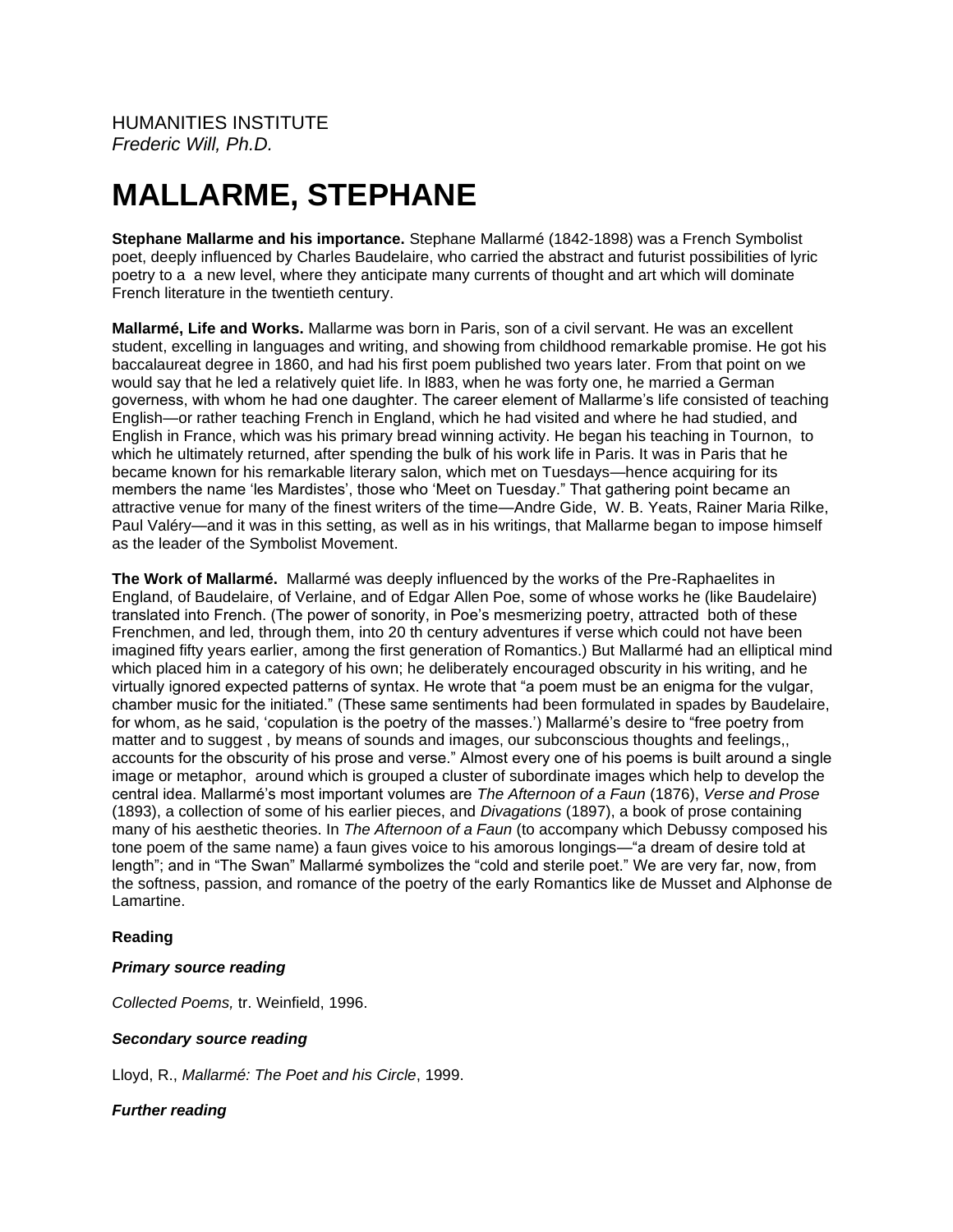HUMANITIES INSTITUTE
*Frederic Will, Ph.D.*

# MALLARME, STEPHANE

**Stephane Mallarme and his importance.** Stephane Mallarmé (1842-1898) was a French Symbolist poet, deeply influenced by Charles Baudelaire, who carried the abstract and futurist possibilities of lyric poetry to a  a new level, where they anticipate many currents of thought and art which will dominate French literature in the twentieth century.

**Mallarmé, Life and Works.** Mallarme was born in Paris, son of a civil servant. He was an excellent student, excelling in languages and writing, and showing from childhood remarkable promise. He got his baccalaureat degree in 1860, and had his first poem published two years later. From that point on we would say that he led a relatively quiet life. In l883, when he was forty one, he married a German governess, with whom he had one daughter. The career element of Mallarme's life consisted of teaching English—or rather teaching French in England, which he had visited and where he had studied, and English in France, which was his primary bread winning activity. He began his teaching in Tournon,  to which he ultimately returned, after spending the bulk of his work life in Paris. It was in Paris that he became known for his remarkable literary salon, which met on Tuesdays—hence acquiring for its members the name 'les Mardistes', those who 'Meet on Tuesday." That gathering point became an attractive venue for many of the finest writers of the time—Andre Gide,  W. B. Yeats, Rainer Maria Rilke, Paul Valéry—and it was in this setting, as well as in his writings, that Mallarme began to impose himself as the leader of the Symbolist Movement.

**The Work of Mallarmé.** Mallarmé was deeply influenced by the works of the Pre-Raphaelites in England, of Baudelaire, of Verlaine, and of Edgar Allen Poe, some of whose works he (like Baudelaire) translated into French. (The power of sonority, in Poe's mesmerizing poetry, attracted  both of these Frenchmen, and led, through them, into 20 th century adventures if verse which could not have been imagined fifty years earlier, among the first generation of Romantics.) But Mallarmé had an elliptical mind which placed him in a category of his own; he deliberately encouraged obscurity in his writing, and he virtually ignored expected patterns of syntax. He wrote that "a poem must be an enigma for the vulgar, chamber music for the initiated." (These same sentiments had been formulated in spades by Baudelaire, for whom, as he said, 'copulation is the poetry of the masses.') Mallarmé's desire to "free poetry from matter and to suggest , by means of sounds and images, our subconscious thoughts and feelings,, accounts for the obscurity of his prose and verse." Almost every one of his poems is built around a single image or metaphor,  around which is grouped a cluster of subordinate images which help to develop the central idea. Mallarmé's most important volumes are *The Afternoon of a Faun* (1876), *Verse and Prose* (1893), a collection of some of his earlier pieces, and *Divagations* (1897), a book of prose containing many of his aesthetic theories. In *The Afternoon of a Faun* (to accompany which Debussy composed his tone poem of the same name) a faun gives voice to his amorous longings—"a dream of desire told at length"; and in "The Swan" Mallarmé symbolizes the "cold and sterile poet." We are very far, now, from the softness, passion, and romance of the poetry of the early Romantics like de Musset and Alphonse de Lamartine.

**Reading**

***Primary source reading***

*Collected Poems,* tr. Weinfield, 1996.

***Secondary source reading***

Lloyd, R., *Mallarmé: The Poet and his Circle*, 1999.

***Further reading***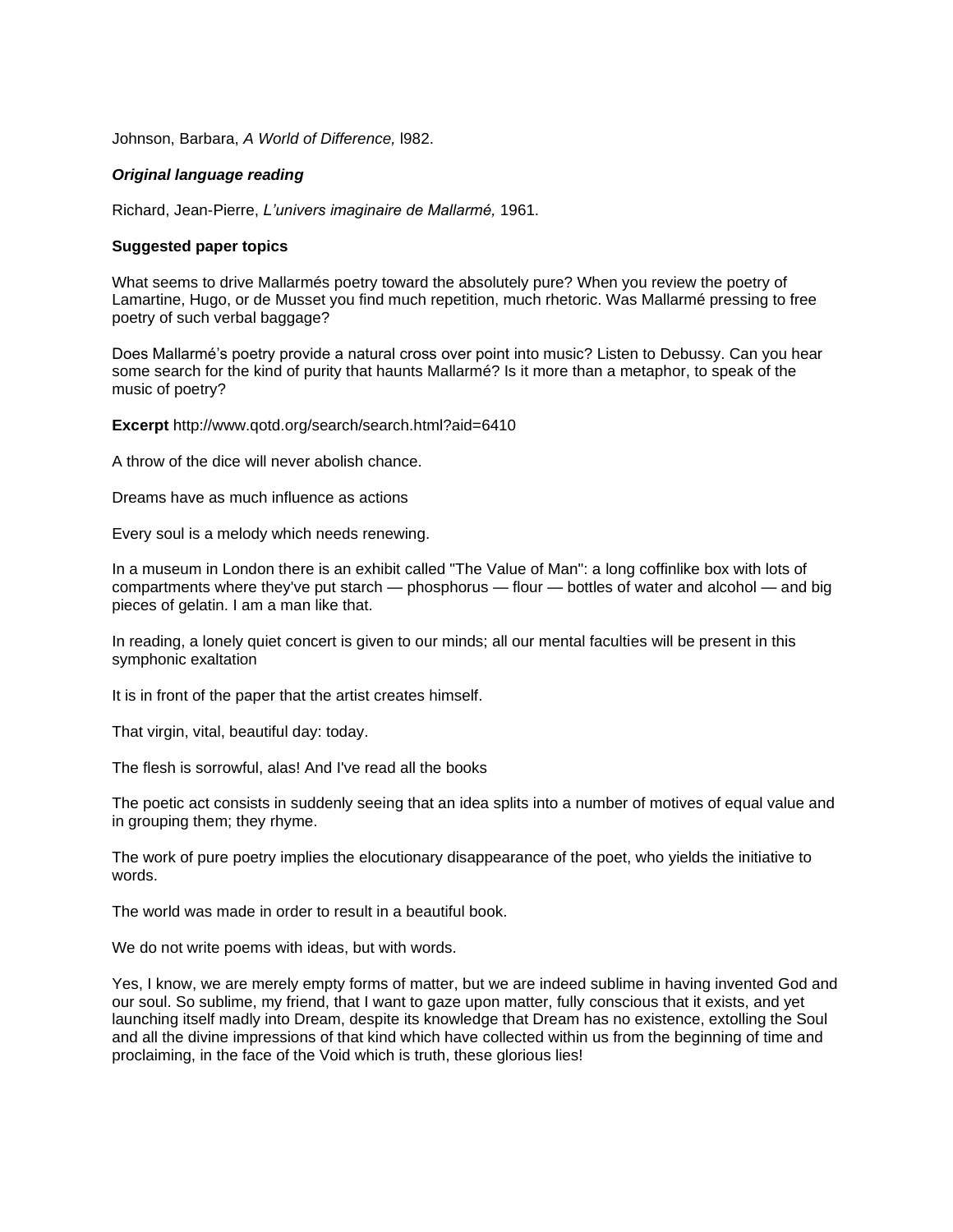Johnson, Barbara, *A World of Difference,* l982.

***Original language reading***

Richard, Jean-Pierre, *L'univers imaginaire de Mallarmé,* 1961.

**Suggested paper topics**

What seems to drive Mallarmés poetry toward the absolutely pure? When you review the poetry of Lamartine, Hugo, or de Musset you find much repetition, much rhetoric. Was Mallarmé pressing to free poetry of such verbal baggage?

Does Mallarmé's poetry provide a natural cross over point into music? Listen to Debussy. Can you hear some search for the kind of purity that haunts Mallarmé? Is it more than a metaphor, to speak of the music of poetry?

**Excerpt** http://www.qotd.org/search/search.html?aid=6410

A throw of the dice will never abolish chance.

Dreams have as much influence as actions

Every soul is a melody which needs renewing.

In a museum in London there is an exhibit called "The Value of Man": a long coffinlike box with lots of compartments where they've put starch — phosphorus — flour — bottles of water and alcohol — and big pieces of gelatin. I am a man like that.

In reading, a lonely quiet concert is given to our minds; all our mental faculties will be present in this symphonic exaltation

It is in front of the paper that the artist creates himself.

That virgin, vital, beautiful day: today.

The flesh is sorrowful, alas! And I've read all the books

The poetic act consists in suddenly seeing that an idea splits into a number of motives of equal value and in grouping them; they rhyme.

The work of pure poetry implies the elocutionary disappearance of the poet, who yields the initiative to words.

The world was made in order to result in a beautiful book.

We do not write poems with ideas, but with words.

Yes, I know, we are merely empty forms of matter, but we are indeed sublime in having invented God and our soul. So sublime, my friend, that I want to gaze upon matter, fully conscious that it exists, and yet launching itself madly into Dream, despite its knowledge that Dream has no existence, extolling the Soul and all the divine impressions of that kind which have collected within us from the beginning of time and proclaiming, in the face of the Void which is truth, these glorious lies!